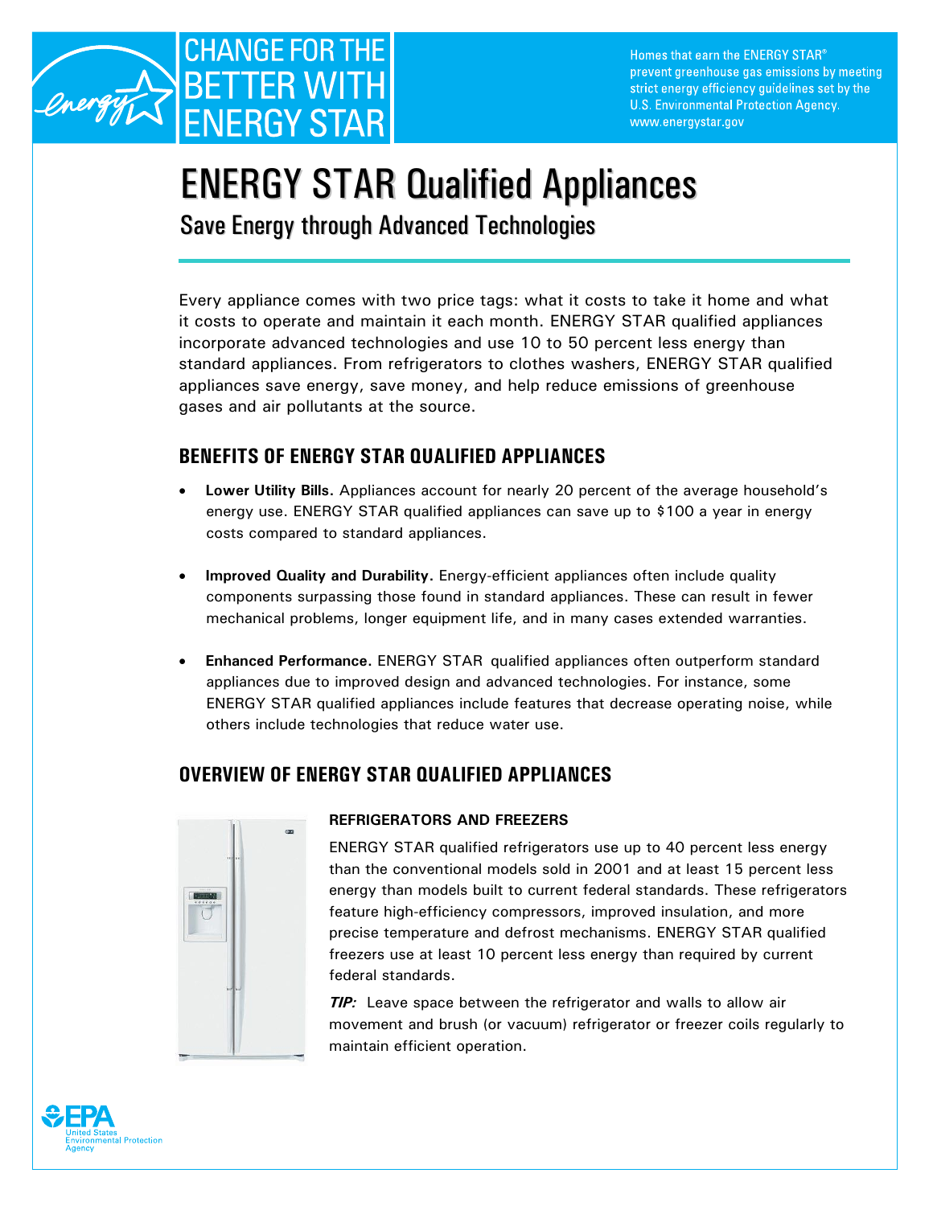CHANGE FOR THE BETTER WITH ENERGY STAR

Homes that earn the ENERGY STAR® prevent greenhouse gas emissions by meeting strict energy efficiency guidelines set by the U.S. Environmental Protection Agency. www.energystar.gov

# ENERGY STAR Qualified Appliances

## Save Energy through Advanced Technologies

Every appliance comes with two price tags: what it costs to take it home and what it costs to operate and maintain it each month. ENERGY STAR qualified appliances incorporate advanced technologies and use 10 to 50 percent less energy than standard appliances. From refrigerators to clothes washers, ENERGY STAR qualified appliances save energy, save money, and help reduce emissions of greenhouse gases and air pollutants at the source.

## BENEFITS OF ENERGY STAR QUALIFIED APPLIANCES

- **Lower Utility Bills.** Appliances account for nearly 20 percent of the average household's energy use. ENERGY STAR qualified appliances can save up to $100 a year in energy costs compared to standard appliances.

- **Improved Quality and Durability.** Energy-efficient appliances often include quality components surpassing those found in standard appliances. These can result in fewer mechanical problems, longer equipment life, and in many cases extended warranties.

- **Enhanced Performance.** ENERGY STAR qualified appliances often outperform standard appliances due to improved design and advanced technologies. For instance, some ENERGY STAR qualified appliances include features that decrease operating noise, while others include technologies that reduce water use.

## OVERVIEW OF ENERGY STAR QUALIFIED APPLIANCES

### REFRIGERATORS AND FREEZERS

ENERGY STAR qualified refrigerators use up to 40 percent less energy than the conventional models sold in 2001 and at least 15 percent less energy than models built to current federal standards. These refrigerators feature high-efficiency compressors, improved insulation, and more precise temperature and defrost mechanisms. ENERGY STAR qualified freezers use at least 10 percent less energy than required by current federal standards.

***TIP:*** Leave space between the refrigerator and walls to allow air movement and brush (or vacuum) refrigerator or freezer coils regularly to maintain efficient operation.

EPA United States Environmental Protection Agency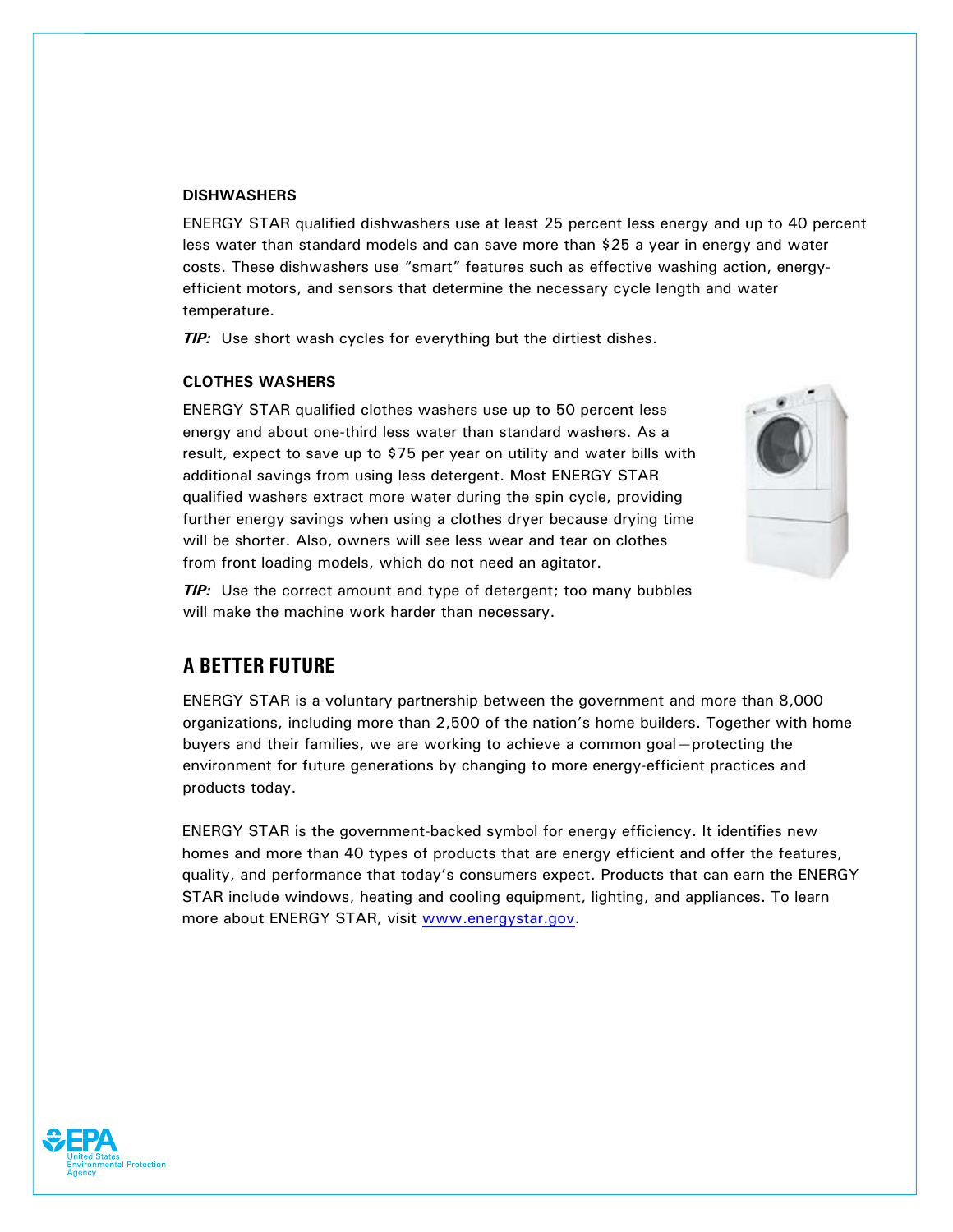### DISHWASHERS

ENERGY STAR qualified dishwashers use at least 25 percent less energy and up to 40 percent less water than standard models and can save more than $25 a year in energy and water costs. These dishwashers use "smart" features such as effective washing action, energy-efficient motors, and sensors that determine the necessary cycle length and water temperature.

***TIP:*** Use short wash cycles for everything but the dirtiest dishes.

### CLOTHES WASHERS

ENERGY STAR qualified clothes washers use up to 50 percent less energy and about one-third less water than standard washers. As a result, expect to save up to $75 per year on utility and water bills with additional savings from using less detergent. Most ENERGY STAR qualified washers extract more water during the spin cycle, providing further energy savings when using a clothes dryer because drying time will be shorter. Also, owners will see less wear and tear on clothes from front loading models, which do not need an agitator.

***TIP:*** Use the correct amount and type of detergent; too many bubbles will make the machine work harder than necessary.

## A BETTER FUTURE

ENERGY STAR is a voluntary partnership between the government and more than 8,000 organizations, including more than 2,500 of the nation's home builders. Together with home buyers and their families, we are working to achieve a common goal—protecting the environment for future generations by changing to more energy-efficient practices and products today.

ENERGY STAR is the government-backed symbol for energy efficiency. It identifies new homes and more than 40 types of products that are energy efficient and offer the features, quality, and performance that today's consumers expect. Products that can earn the ENERGY STAR include windows, heating and cooling equipment, lighting, and appliances. To learn more about ENERGY STAR, visit [www.energystar.gov](http://www.energystar.gov).

EPA United States Environmental Protection Agency